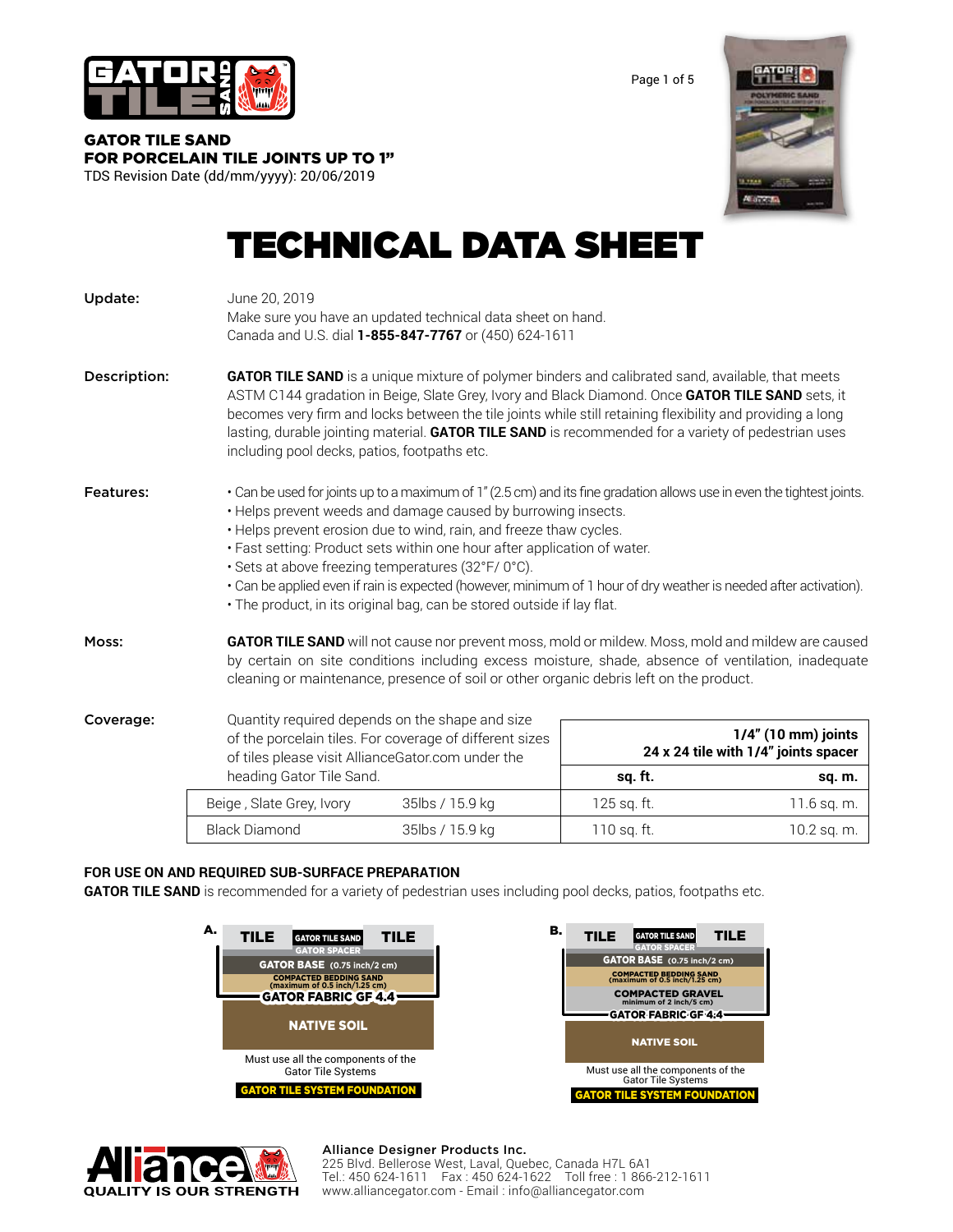**GATOR TILE SAND**
**FOR PORCELAIN TILE JOINTS UP TO 1"**
TDS Revision Date (dd/mm/yyyy): 20/06/2019

# TECHNICAL DATA SHEET

**Update:**
June 20, 2019
Make sure you have an updated technical data sheet on hand.
Canada and U.S. dial **1-855-847-7767** or (450) 624-1611

**Description:**
**GATOR TILE SAND** is a unique mixture of polymer binders and calibrated sand, available, that meets ASTM C144 gradation in Beige, Slate Grey, Ivory and Black Diamond. Once **GATOR TILE SAND** sets, it becomes very firm and locks between the tile joints while still retaining flexibility and providing a long lasting, durable jointing material. **GATOR TILE SAND** is recommended for a variety of pedestrian uses including pool decks, patios, footpaths etc.

**Features:**
- Can be used for joints up to a maximum of 1" (2.5 cm) and its fine gradation allows use in even the tightest joints.
- Helps prevent weeds and damage caused by burrowing insects.
- Helps prevent erosion due to wind, rain, and freeze thaw cycles.
- Fast setting: Product sets within one hour after application of water.
- Sets at above freezing temperatures (32°F/ 0°C).
- Can be applied even if rain is expected (however, minimum of 1 hour of dry weather is needed after activation).
- The product, in its original bag, can be stored outside if lay flat.

**Moss:**
**GATOR TILE SAND** will not cause nor prevent moss, mold or mildew. Moss, mold and mildew are caused by certain on site conditions including excess moisture, shade, absence of ventilation, inadequate cleaning or maintenance, presence of soil or other organic debris left on the product.

**Coverage:**
Quantity required depends on the shape and size of the porcelain tiles. For coverage of different sizes of tiles please visit AllianceGator.com under the heading Gator Tile Sand.

| | | 1/4" (10 mm) joints 24 x 24 tile with 1/4" joints spacer | |
|---|---|---|---|
| | | **sq. ft.** | **sq. m.** |
| Beige , Slate Grey, Ivory | 35lbs / 15.9 kg | 125 sq. ft. | 11.6 sq. m. |
| Black Diamond | 35lbs / 15.9 kg | 110 sq. ft. | 10.2 sq. m. |

**FOR USE ON AND REQUIRED SUB-SURFACE PREPARATION**
**GATOR TILE SAND** is recommended for a variety of pedestrian uses including pool decks, patios, footpaths etc.

**A.**
TILE | GATOR TILE SAND | TILE
GATOR SPACER
GATOR BASE (0.75 inch/2 cm)
COMPACTED BEDDING SAND (maximum of 0.5 inch/1.25 cm)
GATOR FABRIC GF 4.4
NATIVE SOIL

Must use all the components of the Gator Tile Systems
**GATOR TILE SYSTEM FOUNDATION**

**B.**
TILE | GATOR TILE SAND | TILE
GATOR SPACER
GATOR BASE (0.75 inch/2 cm)
COMPACTED BEDDING SAND (maximum of 0.5 inch/1.25 cm)
COMPACTED GRAVEL minimum of 2 inch/5 cm)
GATOR FABRIC GF 4.4
NATIVE SOIL

Must use all the components of the Gator Tile Systems
**GATOR TILE SYSTEM FOUNDATION**

**Alliance Designer Products Inc.**
225 Blvd. Bellerose West, Laval, Quebec, Canada H7L 6A1
Tel.: 450 624-1611 Fax : 450 624-1622 Toll free : 1 866-212-1611
www.alliancegator.com - Email : info@alliancegator.com

QUALITY IS OUR STRENGTH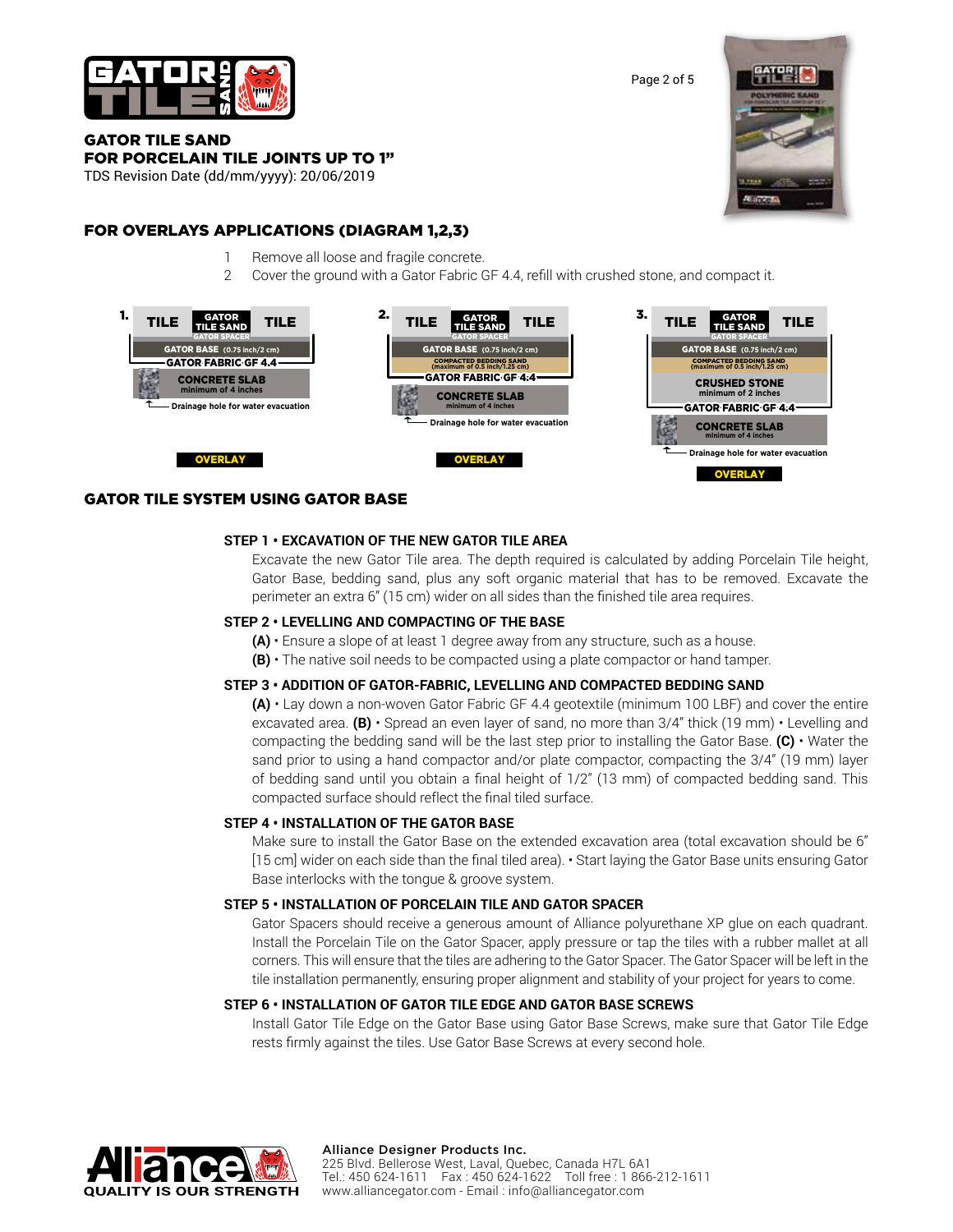GATOR TILE SAND
FOR PORCELAIN TILE JOINTS UP TO 1"
TDS Revision Date (dd/mm/yyyy): 20/06/2019

## FOR OVERLAYS APPLICATIONS (DIAGRAM 1,2,3)

1. Remove all loose and fragile concrete.
2. Cover the ground with a Gator Fabric GF 4.4, refill with crushed stone, and compact it.

**1.**

| TILE | GATOR TILE SAND / GATOR SPACER | TILE |
|---|---|---|
| GATOR BASE (0.75 inch/2 cm) | | |
| GATOR FABRIC GF 4.4 | | |
| CONCRETE SLAB minimum of 4 inches | | |

Drainage hole for water evacuation

OVERLAY

**2.**

| TILE | GATOR TILE SAND / GATOR SPACER | TILE |
|---|---|---|
| GATOR BASE (0.75 inch/2 cm) | | |
| COMPACTED BEDDING SAND (maximum of 0.5 inch/1.25 cm) | | |
| GATOR FABRIC GF 4.4 | | |
| CONCRETE SLAB minimum of 4 inches | | |

Drainage hole for water evacuation

OVERLAY

**3.**

| TILE | GATOR TILE SAND / GATOR SPACER | TILE |
|---|---|---|
| GATOR BASE (0.75 inch/2 cm) | | |
| COMPACTED BEDDING SAND (maximum of 0.5 inch/1.25 cm) | | |
| CRUSHED STONE minimum of 2 inches | | |
| GATOR FABRIC GF 4.4 | | |
| CONCRETE SLAB minimum of 4 inches | | |

Drainage hole for water evacuation

OVERLAY

## GATOR TILE SYSTEM USING GATOR BASE

### STEP 1 • EXCAVATION OF THE NEW GATOR TILE AREA

Excavate the new Gator Tile area. The depth required is calculated by adding Porcelain Tile height, Gator Base, bedding sand, plus any soft organic material that has to be removed. Excavate the perimeter an extra 6" (15 cm) wider on all sides than the finished tile area requires.

### STEP 2 • LEVELLING AND COMPACTING OF THE BASE

**(A)** • Ensure a slope of at least 1 degree away from any structure, such as a house.
**(B)** • The native soil needs to be compacted using a plate compactor or hand tamper.

### STEP 3 • ADDITION OF GATOR-FABRIC, LEVELLING AND COMPACTED BEDDING SAND

**(A)** • Lay down a non-woven Gator Fabric GF 4.4 geotextile (minimum 100 LBF) and cover the entire excavated area. **(B)** • Spread an even layer of sand, no more than 3/4" thick (19 mm) • Levelling and compacting the bedding sand will be the last step prior to installing the Gator Base. **(C)** • Water the sand prior to using a hand compactor and/or plate compactor, compacting the 3/4" (19 mm) layer of bedding sand until you obtain a final height of 1/2" (13 mm) of compacted bedding sand. This compacted surface should reflect the final tiled surface.

### STEP 4 • INSTALLATION OF THE GATOR BASE

Make sure to install the Gator Base on the extended excavation area (total excavation should be 6" [15 cm] wider on each side than the final tiled area). • Start laying the Gator Base units ensuring Gator Base interlocks with the tongue & groove system.

### STEP 5 • INSTALLATION OF PORCELAIN TILE AND GATOR SPACER

Gator Spacers should receive a generous amount of Alliance polyurethane XP glue on each quadrant. Install the Porcelain Tile on the Gator Spacer, apply pressure or tap the tiles with a rubber mallet at all corners. This will ensure that the tiles are adhering to the Gator Spacer. The Gator Spacer will be left in the tile installation permanently, ensuring proper alignment and stability of your project for years to come.

### STEP 6 • INSTALLATION OF GATOR TILE EDGE AND GATOR BASE SCREWS

Install Gator Tile Edge on the Gator Base using Gator Base Screws, make sure that Gator Tile Edge rests firmly against the tiles. Use Gator Base Screws at every second hole.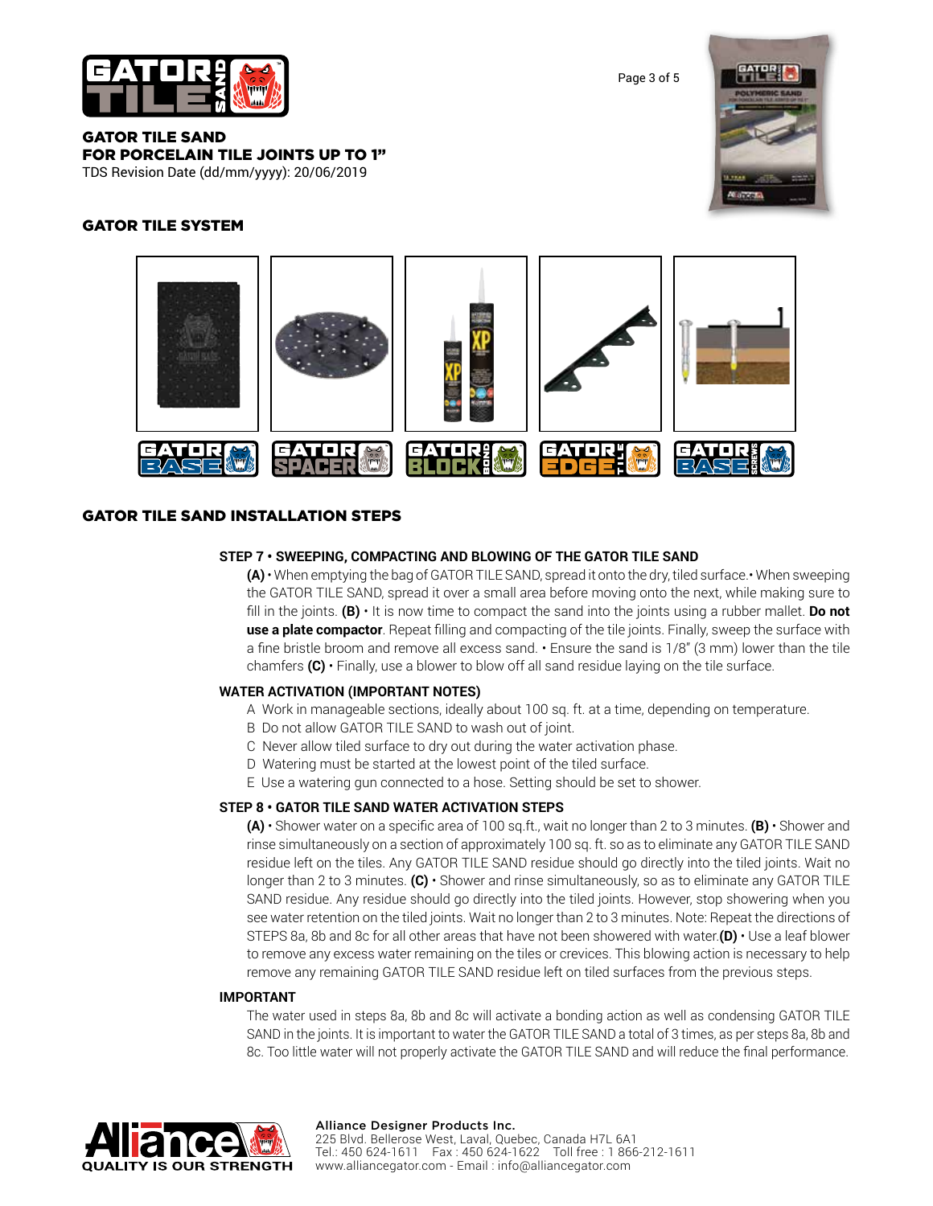# GATOR TILE SAND
# FOR PORCELAIN TILE JOINTS UP TO 1"

TDS Revision Date (dd/mm/yyyy): 20/06/2019

## GATOR TILE SYSTEM

GATOR BASE | GATOR SPACER | GATOR BLOCK BOND | GATOR EDGE TILE | GATOR BASE SCREWS

## GATOR TILE SAND INSTALLATION STEPS

### STEP 7 • SWEEPING, COMPACTING AND BLOWING OF THE GATOR TILE SAND

**(A)** • When emptying the bag of GATOR TILE SAND, spread it onto the dry, tiled surface.• When sweeping the GATOR TILE SAND, spread it over a small area before moving onto the next, while making sure to fill in the joints. **(B)** • It is now time to compact the sand into the joints using a rubber mallet. **Do not use a plate compactor**. Repeat filling and compacting of the tile joints. Finally, sweep the surface with a fine bristle broom and remove all excess sand. • Ensure the sand is 1/8" (3 mm) lower than the tile chamfers **(C)** • Finally, use a blower to blow off all sand residue laying on the tile surface.

### WATER ACTIVATION (IMPORTANT NOTES)

A Work in manageable sections, ideally about 100 sq. ft. at a time, depending on temperature.
B Do not allow GATOR TILE SAND to wash out of joint.
C Never allow tiled surface to dry out during the water activation phase.
D Watering must be started at the lowest point of the tiled surface.
E Use a watering gun connected to a hose. Setting should be set to shower.

### STEP 8 • GATOR TILE SAND WATER ACTIVATION STEPS

**(A)** • Shower water on a specific area of 100 sq.ft., wait no longer than 2 to 3 minutes. **(B)** • Shower and rinse simultaneously on a section of approximately 100 sq. ft. so as to eliminate any GATOR TILE SAND residue left on the tiles. Any GATOR TILE SAND residue should go directly into the tiled joints. Wait no longer than 2 to 3 minutes. **(C)** • Shower and rinse simultaneously, so as to eliminate any GATOR TILE SAND residue. Any residue should go directly into the tiled joints. However, stop showering when you see water retention on the tiled joints. Wait no longer than 2 to 3 minutes. Note: Repeat the directions of STEPS 8a, 8b and 8c for all other areas that have not been showered with water.**(D)** • Use a leaf blower to remove any excess water remaining on the tiles or crevices. This blowing action is necessary to help remove any remaining GATOR TILE SAND residue left on tiled surfaces from the previous steps.

### IMPORTANT

The water used in steps 8a, 8b and 8c will activate a bonding action as well as condensing GATOR TILE SAND in the joints. It is important to water the GATOR TILE SAND a total of 3 times, as per steps 8a, 8b and 8c. Too little water will not properly activate the GATOR TILE SAND and will reduce the final performance.

Alliance Designer Products Inc.
225 Blvd. Bellerose West, Laval, Quebec, Canada H7L 6A1
Tel.: 450 624-1611 Fax : 450 624-1622 Toll free : 1 866-212-1611
www.alliancegator.com - Email : info@alliancegator.com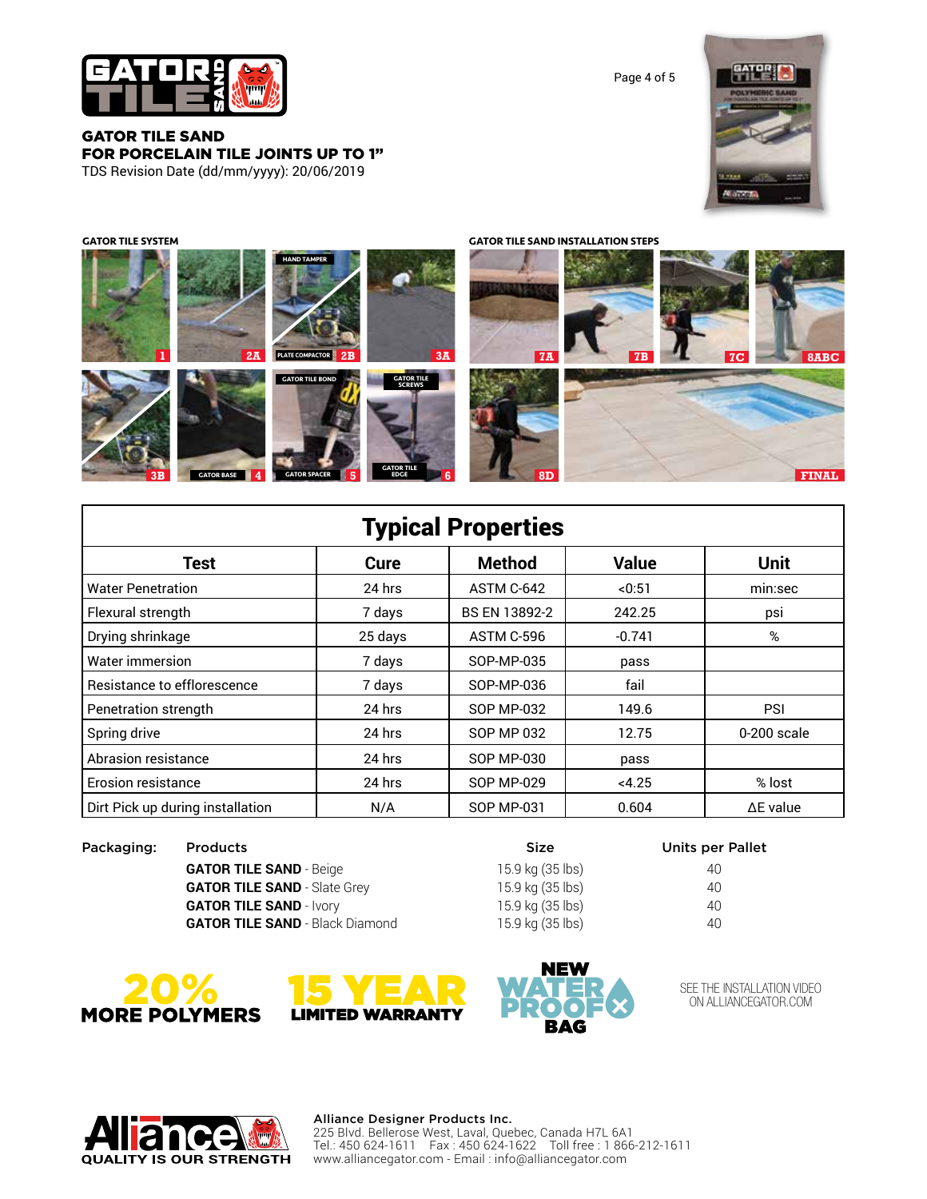**GATOR TILE SAND**
**FOR PORCELAIN TILE JOINTS UP TO 1"**
TDS Revision Date (dd/mm/yyyy): 20/06/2019

**GATOR TILE SYSTEM**

1, 2A, HAND TAMPER, PLATE COMPACTOR 2B, 3A, 3B, GATOR BASE 4, GATOR TILE BOND, GATOR SPACER 5, GATOR TILE SCREWS, GATOR TILE EDGE 6

**GATOR TILE SAND INSTALLATION STEPS**

7A, 7B, 7C, 8ABC, 8D, FINAL

## Typical Properties

| Test | Cure | Method | Value | Unit |
|---|---|---|---|---|
| Water Penetration | 24 hrs | ASTM C-642 | <0:51 | min:sec |
| Flexural strength | 7 days | BS EN 13892-2 | 242.25 | psi |
| Drying shrinkage | 25 days | ASTM C-596 | -0.741 | % |
| Water immersion | 7 days | SOP-MP-035 | pass | |
| Resistance to efflorescence | 7 days | SOP-MP-036 | fail | |
| Penetration strength | 24 hrs | SOP MP-032 | 149.6 | PSI |
| Spring drive | 24 hrs | SOP MP 032 | 12.75 | 0-200 scale |
| Abrasion resistance | 24 hrs | SOP MP-030 | pass | |
| Erosion resistance | 24 hrs | SOP MP-029 | <4.25 | % lost |
| Dirt Pick up during installation | N/A | SOP MP-031 | 0.604 | ΔE value |

**Packaging:**

| Products | Size | Units per Pallet |
|---|---|---|
| **GATOR TILE SAND** - Beige | 15.9 kg (35 lbs) | 40 |
| **GATOR TILE SAND** - Slate Grey | 15.9 kg (35 lbs) | 40 |
| **GATOR TILE SAND** - Ivory | 15.9 kg (35 lbs) | 40 |
| **GATOR TILE SAND** - Black Diamond | 15.9 kg (35 lbs) | 40 |

**20% MORE POLYMERS**

**15 YEAR LIMITED WARRANTY**

**NEW WATERPROOF BAG**

SEE THE INSTALLATION VIDEO ON ALLIANCEGATOR.COM

QUALITY IS OUR STRENGTH

**Alliance Designer Products Inc.**
225 Blvd. Bellerose West, Laval, Quebec, Canada H7L 6A1
Tel.: 450 624-1611 Fax : 450 624-1622 Toll free : 1 866-212-1611
www.alliancegator.com - Email : info@alliancegator.com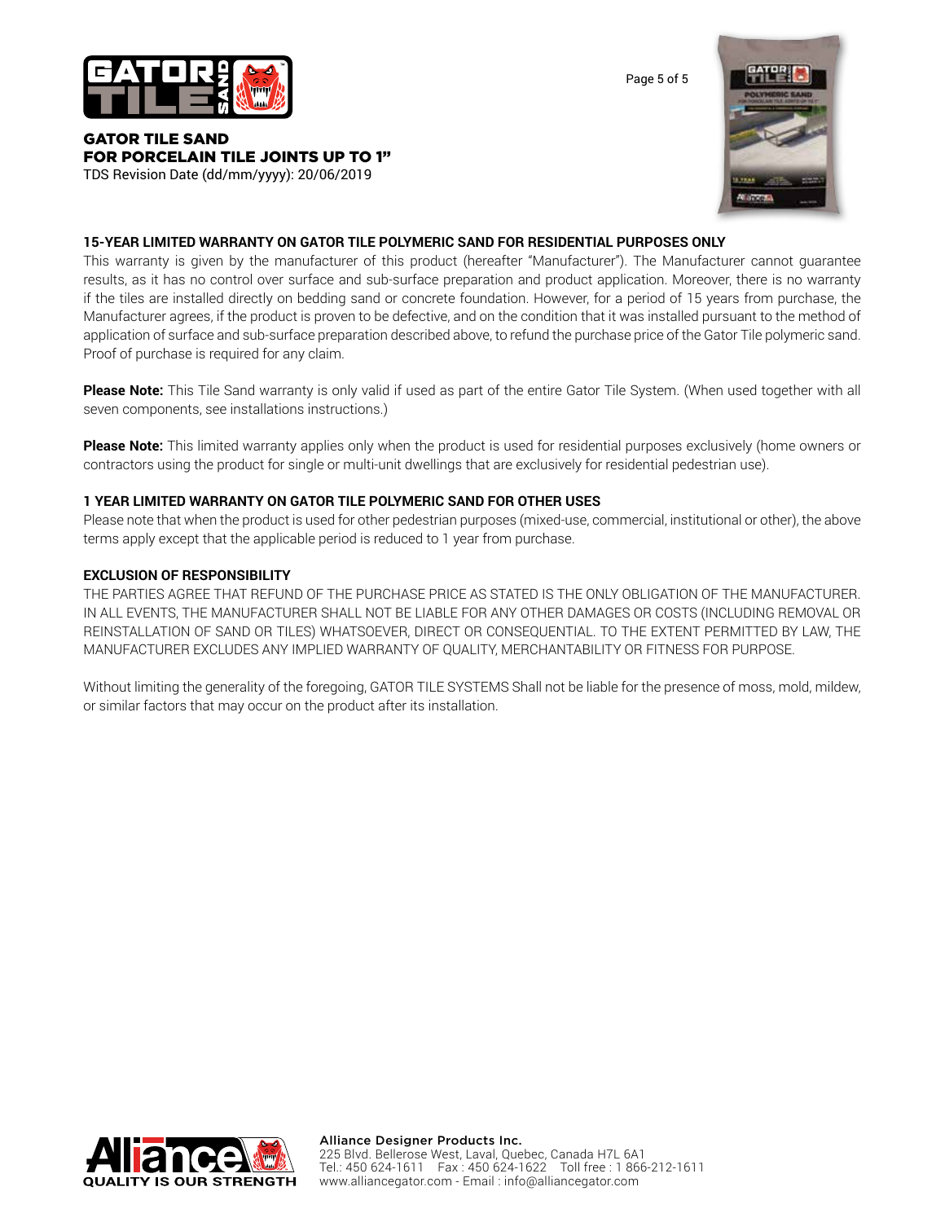## 15-YEAR LIMITED WARRANTY ON GATOR TILE POLYMERIC SAND FOR RESIDENTIAL PURPOSES ONLY

This warranty is given by the manufacturer of this product (hereafter "Manufacturer"). The Manufacturer cannot guarantee results, as it has no control over surface and sub-surface preparation and product application. Moreover, there is no warranty if the tiles are installed directly on bedding sand or concrete foundation. However, for a period of 15 years from purchase, the Manufacturer agrees, if the product is proven to be defective, and on the condition that it was installed pursuant to the method of application of surface and sub-surface preparation described above, to refund the purchase price of the Gator Tile polymeric sand. Proof of purchase is required for any claim.

**Please Note:** This Tile Sand warranty is only valid if used as part of the entire Gator Tile System. (When used together with all seven components, see installations instructions.)

**Please Note:** This limited warranty applies only when the product is used for residential purposes exclusively (home owners or contractors using the product for single or multi-unit dwellings that are exclusively for residential pedestrian use).

## 1 YEAR LIMITED WARRANTY ON GATOR TILE POLYMERIC SAND FOR OTHER USES

Please note that when the product is used for other pedestrian purposes (mixed-use, commercial, institutional or other), the above terms apply except that the applicable period is reduced to 1 year from purchase.

## EXCLUSION OF RESPONSIBILITY

THE PARTIES AGREE THAT REFUND OF THE PURCHASE PRICE AS STATED IS THE ONLY OBLIGATION OF THE MANUFACTURER. IN ALL EVENTS, THE MANUFACTURER SHALL NOT BE LIABLE FOR ANY OTHER DAMAGES OR COSTS (INCLUDING REMOVAL OR REINSTALLATION OF SAND OR TILES) WHATSOEVER, DIRECT OR CONSEQUENTIAL. TO THE EXTENT PERMITTED BY LAW, THE MANUFACTURER EXCLUDES ANY IMPLIED WARRANTY OF QUALITY, MERCHANTABILITY OR FITNESS FOR PURPOSE.

Without limiting the generality of the foregoing, GATOR TILE SYSTEMS Shall not be liable for the presence of moss, mold, mildew, or similar factors that may occur on the product after its installation.